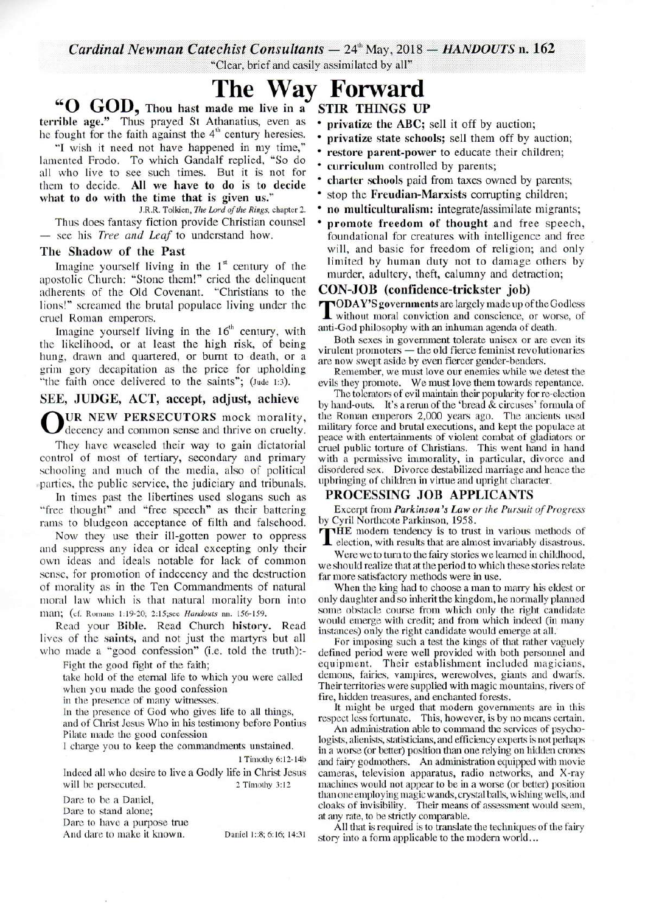*Cardinal Newman Catechist Consultants* — 24th May, 2018 — ***HANDOUTS* n. 162**

"Clear, brief and easily assimilated by all"

# The Way Forward

**"O GOD, Thou hast made me live in a terrible age."** Thus prayed St Athanatius, even as he fought for the faith against the 4th century heresies.

"I wish it need not have happened in my time," lamented Frodo. To which Gandalf replied, "So do all who live to see such times. But it is not for them to decide. **All we have to do is to decide what to do with the time that is given us.**"

J.R.R. Tolkien, *The Lord of the Rings*, chapter 2.

Thus does fantasy fiction provide Christian counsel — see his *Tree and Leaf* to understand how.

### The Shadow of the Past

Imagine yourself living in the 1st century of the apostolic Church: "Stone them!" cried the delinquent adherents of the Old Covenant. "Christians to the lions!" screamed the brutal populace living under the cruel Roman emperors.

Imagine yourself living in the 16th century, with the likelihood, or at least the high risk, of being hung, drawn and quartered, or burnt to death, or a grim gory decapitation as the price for upholding "the faith once delivered to the saints"; (Jude 1:3).

## SEE, JUDGE, ACT, accept, adjust, achieve

**OUR NEW PERSECUTORS** mock morality, decency and common sense and thrive on cruelty.

They have weaseled their way to gain dictatorial control of most of tertiary, secondary and primary schooling and much of the media, also of political parties, the public service, the judiciary and tribunals.

In times past the libertines used slogans such as "free thought" and "free speech" as their battering rams to bludgeon acceptance of filth and falsehood.

Now they use their ill-gotten power to oppress and suppress any idea or ideal excepting only their own ideas and ideals notable for lack of common sense, for promotion of indecency and the destruction of morality as in the Ten Commandments of natural moral law which is that natural morality born into man; (cf. Romans 1:19-20; 2:15;see *Handouts* nn. 156-159.

Read your **Bible**. Read Church **history**. Read lives of the **saints**, and not just the martyrs but all who made a "good confession" (i.e. told the truth):-

Fight the good fight of the faith;
take hold of the eternal life to which you were called when you made the good confession
in the presence of many witnesses.
In the presence of God who gives life to all things,
and of Christ Jesus Who in his testimony before Pontius Pilate made the good confession
I charge you to keep the commandments unstained.

1 Timothy 6:12-14b

Indeed all who desire to live a Godly life in Christ Jesus will be persecuted. 2 Timothy 3:12

Dare to be a Daniel,
Dare to stand alone;
Dare to have a purpose true
And dare to make it known. Daniel 1:8; 6:16; 14:31

## STIR THINGS UP

- **privatize the ABC**; sell it off by auction;
- **privatize state schools;** sell them off by auction;
- **restore parent-power** to educate their children;
- **curriculum** controlled by parents;
- **charter** schools paid from taxes owned by parents;
- stop the **Freudian-Marxists** corrupting children;
- **no multiculturalism:** integrate/assimilate migrants;
- **promote freedom of thought** and free speech, foundational for creatures with intelligence and free will, and basic for freedom of religion; and only limited by human duty not to damage others by murder, adultery, theft, calumny and detraction;

## CON-JOB (confidence-trickster job)

**TODAY'S governments** are largely made up of the Godless without moral conviction and conscience, or worse, of anti-God philosophy with an inhuman agenda of death.

Both sexes in government tolerate unisex or are even its virulent promoters — the old fierce feminist revolutionaries are now swept aside by even fiercer gender-benders.

Remember, we must love our enemies while we detest the evils they promote. We must love them towards repentance.

The tolerators of evil maintain their popularity for re-election by hand-outs. It's a rerun of the 'bread & circuses' formula of the Roman emperors 2,000 years ago. The ancients used military force and brutal executions, and kept the populace at peace with entertainments of violent combat of gladiators or cruel public torture of Christians. This went hand in hand with a permissive immorality, in particular, divorce and disordered sex. Divorce destabilized marriage and hence the upbringing of children in virtue and upright character.

## PROCESSING JOB APPLICANTS

Excerpt from ***Parkinson's Law or the Pursuit of Progress*** by Cyril Northcote Parkinson, 1958.

**THE** modern tendency is to trust in various methods of election, with results that are almost invariably disastrous.

Were we to turn to the fairy stories we learned in childhood, we should realize that at the period to which these stories relate far more satisfactory methods were in use.

When the king had to choose a man to marry his eldest or only daughter and so inherit the kingdom, he normally planned some obstacle course from which only the right candidate would emerge with credit; and from which indeed (in many instances) only the right candidate would emerge at all.

For imposing such a test the kings of that rather vaguely defined period were well provided with both personnel and equipment. Their establishment included magicians, demons, fairies, vampires, werewolves, giants and dwarfs. Their territories were supplied with magic mountains, rivers of fire, hidden treasures, and enchanted forests.

It might be urged that modern governments are in this respect less fortunate. This, however, is by no means certain.

An administration able to command the services of psychologists, alienists, statisticians, and efficiency experts is not perhaps in a worse (or better) position than one relying on hidden crones and fairy godmothers. An administration equipped with movie cameras, television apparatus, radio networks, and X-ray machines would not appear to be in a worse (or better) position than one employing magic wands, crystal balls, wishing wells, and cloaks of invisibility. Their means of assessment would seem, at any rate, to be strictly comparable.

All that is required is to translate the techniques of the fairy story into a form applicable to the modern world...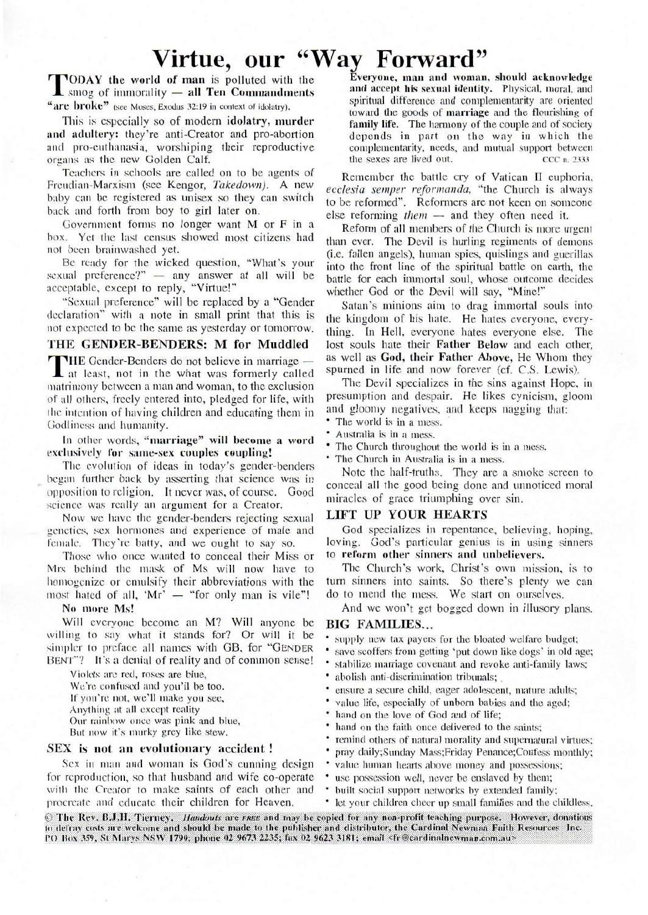# Virtue, our "Way Forward"

**TODAY the world of man** is polluted with the smog of immorality — **all Ten Commandments "are broke"** (see Moses, Exodus 32:19 in context of idolatry).

This is especially so of modern **idolatry, murder and adultery:** they're anti-Creator and pro-abortion and pro-euthanasia, worshiping their reproductive organs as the new Golden Calf.

Teachers in schools are called on to be agents of Freudian-Marxism (see Kengor, *Takedown*). A new baby can be registered as unisex so they can switch back and forth from boy to girl later on.

Government forms no longer want M or F in a box. Yet the last census showed most citizens had not been brainwashed yet.

Be ready for the wicked question, "What's your sexual preference?" — any answer at all will be acceptable, except to reply, "Virtue!"

"Sexual preference" will be replaced by a "Gender declaration" with a note in small print that this is not expected to be the same as yesterday or tomorrow.

## THE GENDER-BENDERS: M for Muddled

THE Gender-Benders do not believe in marriage — at least, not in the what was formerly called matrimony between a man and woman, to the exclusion of all others, freely entered into, pledged for life, with the intention of having children and educating them in Godliness and humanity.

In other words, **"marriage" will become a word exclusively for same-sex couples coupling!**

The evolution of ideas in today's gender-benders began further back by asserting that science was in opposition to religion. It never was, of course. Good science was really an argument for a Creator.

Now we have the gender-benders rejecting sexual genetics, sex hormones and experience of male and female. They're batty, and we ought to say so.

Those who once wanted to conceal their Miss or Mrs behind the mask of Ms will now have to homogenize or emulsify their abbreviations with the most hated of all, 'Mr' — "for only man is vile"!

**No more Ms!**

Will everyone become an M? Will anyone be willing to say what it stands for? Or will it be simpler to preface all names with GB, for "GENDER BENT"? It's a denial of reality and of common sense!

Violets are red, roses are blue,
We're confused and you'll be too.
If you're not, we'll make you see,
Anything at all except reality
Our rainbow once was pink and blue,
But now it's murky grey like stew.

## SEX is not an evolutionary accident!

Sex in man and woman is God's cunning design for reproduction, so that husband and wife co-operate with the Creator to make saints of each other and procreate and educate their children for Heaven.

> **Everyone, man and woman, should acknowledge and accept his sexual identity.** Physical, moral, and spiritual difference and complementarity are oriented toward the goods of **marriage** and the flourishing of **family life**. The harmony of the couple and of society depends in part on the way in which the complementarity, needs, and mutual support between the sexes are lived out. CCC n. 2333

Remember the battle cry of Vatican II euphoria, *ecclesia semper reformanda,* "the Church is always to be reformed". Reformers are not keen on someone else reforming *them* — and they often need it.

Reform of all members of the Church is more urgent than ever. The Devil is hurling regiments of demons (i.e. fallen angels), human spies, quislings and guerillas into the front line of the spiritual battle on earth, the battle for each immortal soul, whose outcome decides whether God or the Devil will say, "Mine!"

Satan's minions aim to drag immortal souls into the kingdom of his hate. He hates everyone, everything. In Hell, everyone hates everyone else. The lost souls hate their **Father Below** and each other, as well as **God, their Father Above,** He Whom they spurned in life and now forever (cf. C.S. Lewis).

The Devil specializes in the sins against Hope, in presumption and despair. He likes cynicism, gloom and gloomy negatives, and keeps nagging that:

- The world is in a mess.
- Australia is in a mess.
- The Church throughout the world is in a mess.
- The Church in Australia is in a mess.

Note the half-truths. They are a smoke screen to conceal all the good being done and unnoticed moral miracles of grace triumphing over sin.

## LIFT UP YOUR HEARTS

God specializes in repentance, believing, hoping, loving. God's particular genius is in using sinners to **reform other sinners and unbelievers.**

The Church's work, Christ's own mission, is to turn sinners into saints. So there's plenty we can do to mend the mess. We start on ourselves.

And we won't get bogged down in illusory plans.

## BIG FAMILIES...

- supply new tax payers for the bloated welfare budget;
- save scoffers from getting 'put down like dogs' in old age;
- stabilize marriage covenant and revoke anti-family laws;
- abolish anti-discrimination tribunals;
- ensure a secure child, eager adolescent, mature adults;
- value life, especially of unborn babies and the aged;
- hand on the love of God and of life;
- hand on the faith once delivered to the saints;
- remind others of natural morality and supernatural virtues;
- pray daily;Sunday Mass;Friday Penance;Confess monthly;
- value human hearts above money and possessions;
- use possession well, never be enslaved by them;
- built social support networks by extended family;
- let your children cheer up small families and the childless.

© The Rev. B.J.H. Tierney. *Handouts* are FREE and may be copied for any non-profit teaching purpose. However, donations to defray costs are welcome and should be made to the publisher and distributor, the Cardinal Newman Faith Resources Inc. PO Box 359, St Marys NSW 1790; phone 02 9673 2235; fax 02 9623 3181; email <fr@cardinalnewman.com.au>